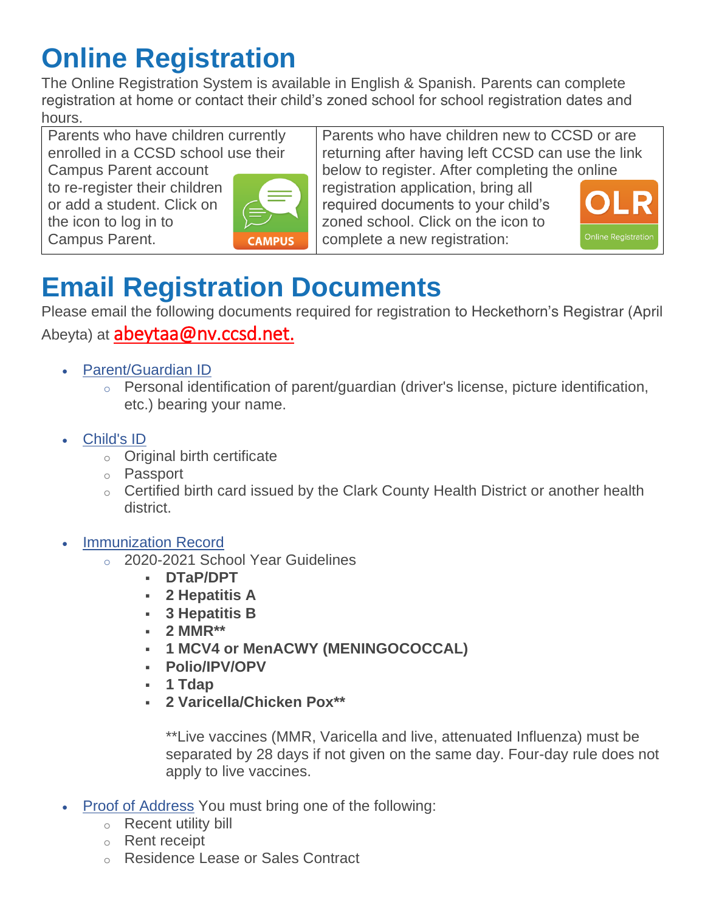# Online Registration

The Online Registration System is available in English & Spanish. Parents can complete registration at home or contact their child's zoned school for school registration dates and hours.

| | |
|---|---|
| Parents who have children currently enrolled in a CCSD school use their Campus Parent account to re-register their children or add a student. Click on the icon to log in to Campus Parent. | Parents who have children new to CCSD or are returning after having left CCSD can use the link below to register. After completing the online registration application, bring all required documents to your child's zoned school. Click on the icon to complete a new registration: |

# Email Registration Documents

Please email the following documents required for registration to Heckethorn's Registrar (April Abeyta) at abeytaa@nv.ccsd.net.

- Parent/Guardian ID
  - Personal identification of parent/guardian (driver's license, picture identification, etc.) bearing your name.

- Child's ID
  - Original birth certificate
  - Passport
  - Certified birth card issued by the Clark County Health District or another health district.

- Immunization Record
  - 2020-2021 School Year Guidelines
    - **DTaP/DPT**
    - **2 Hepatitis A**
    - **3 Hepatitis B**
    - **2 MMR****
    - **1 MCV4 or MenACWY (MENINGOCOCCAL)**
    - **Polio/IPV/OPV**
    - **1 Tdap**
    - **2 Varicella/Chicken Pox****

    **Live vaccines (MMR, Varicella and live, attenuated Influenza) must be separated by 28 days if not given on the same day. Four-day rule does not apply to live vaccines.

- Proof of Address You must bring one of the following:
  - Recent utility bill
  - Rent receipt
  - Residence Lease or Sales Contract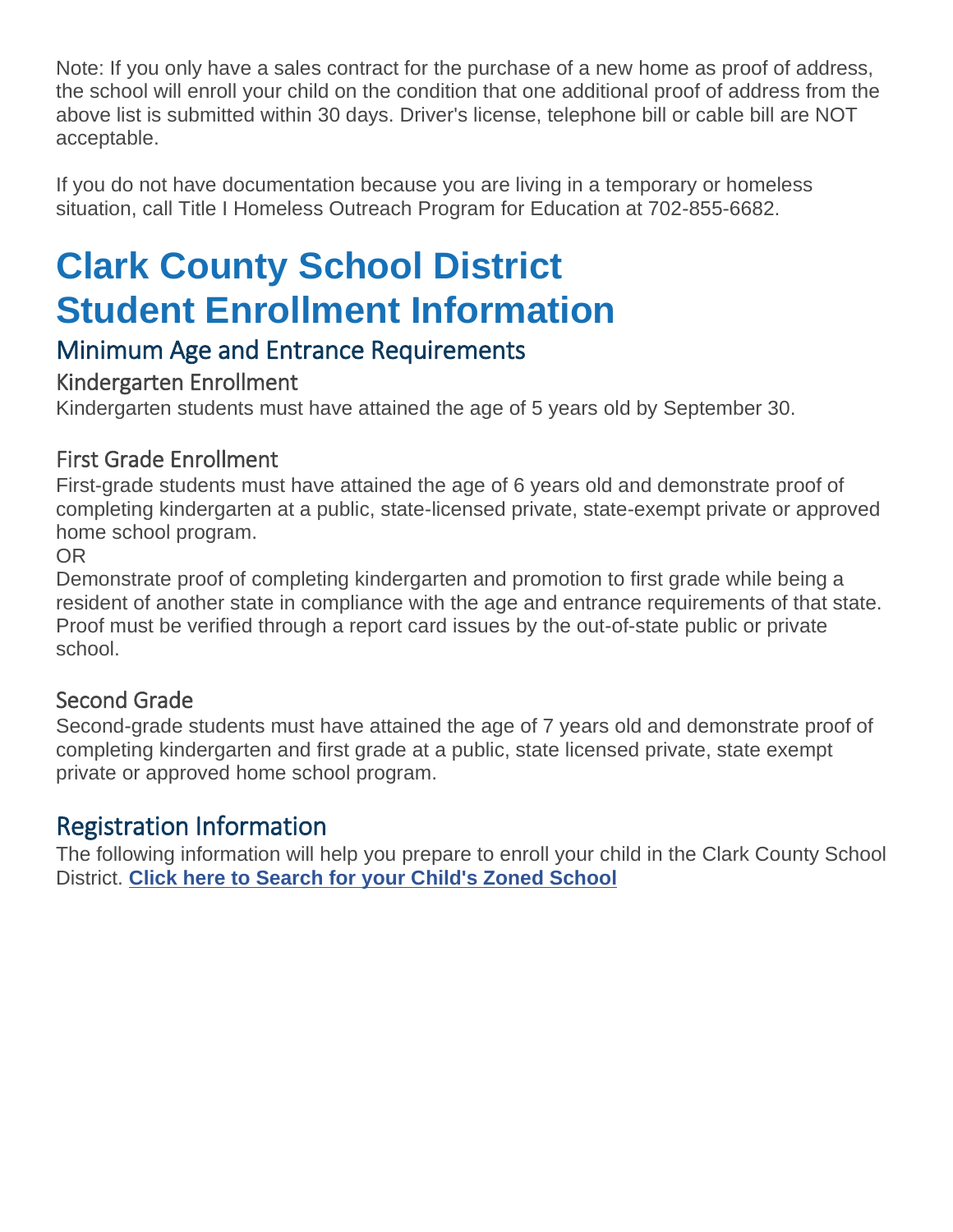Note: If you only have a sales contract for the purchase of a new home as proof of address, the school will enroll your child on the condition that one additional proof of address from the above list is submitted within 30 days. Driver's license, telephone bill or cable bill are NOT acceptable.

If you do not have documentation because you are living in a temporary or homeless situation, call Title I Homeless Outreach Program for Education at 702-855-6682.

# Clark County School District Student Enrollment Information

## Minimum Age and Entrance Requirements

### Kindergarten Enrollment

Kindergarten students must have attained the age of 5 years old by September 30.

### First Grade Enrollment

First-grade students must have attained the age of 6 years old and demonstrate proof of completing kindergarten at a public, state-licensed private, state-exempt private or approved home school program.

OR

Demonstrate proof of completing kindergarten and promotion to first grade while being a resident of another state in compliance with the age and entrance requirements of that state. Proof must be verified through a report card issues by the out-of-state public or private school.

### Second Grade

Second-grade students must have attained the age of 7 years old and demonstrate proof of completing kindergarten and first grade at a public, state licensed private, state exempt private or approved home school program.

## Registration Information

The following information will help you prepare to enroll your child in the Clark County School District. **Click here to Search for your Child's Zoned School**